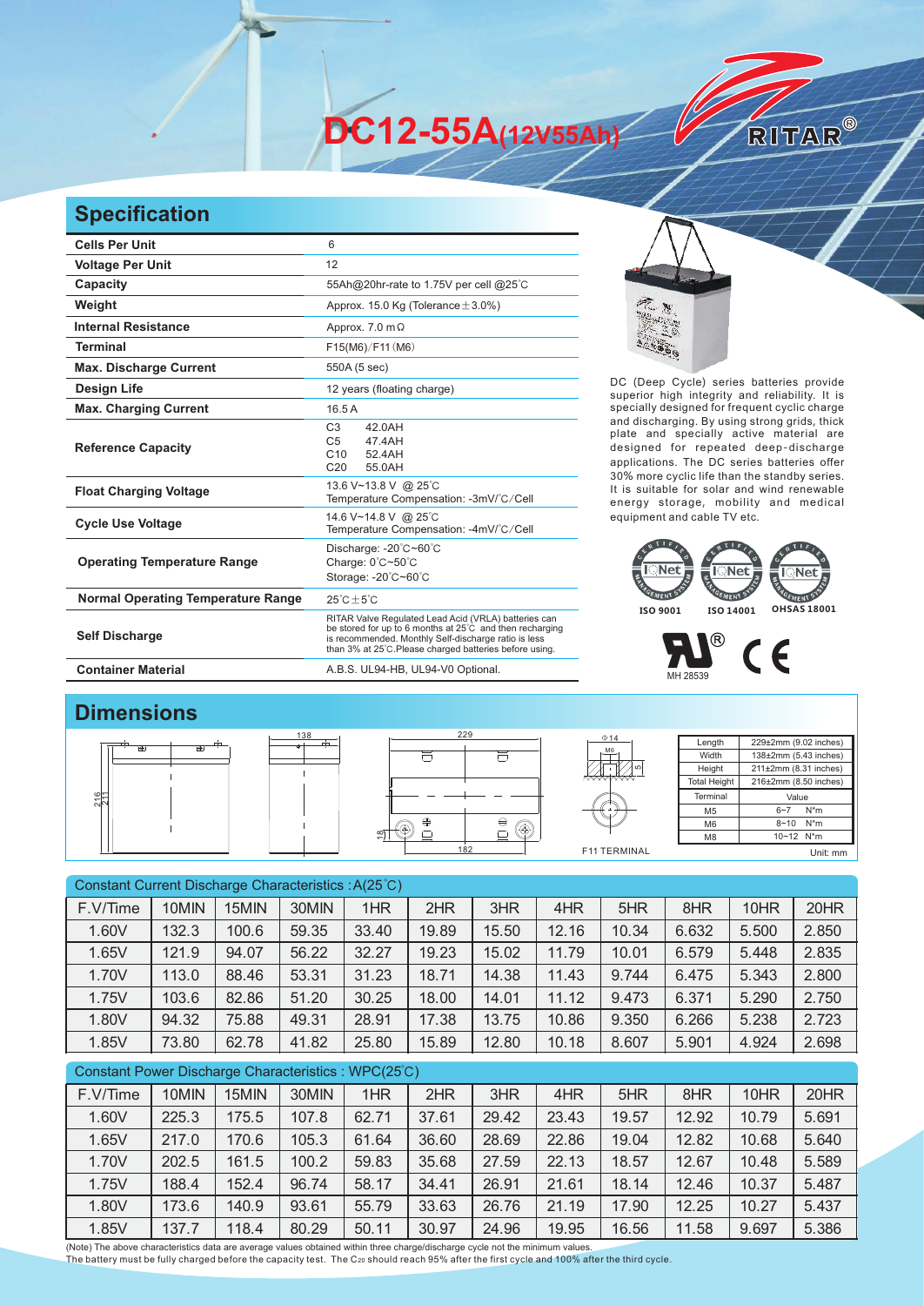# DC12-55A(12V55Ah)

RITAR®

## Specification

| | |
|---|---|
| **Cells Per Unit** | 6 |
| **Voltage Per Unit** | 12 |
| **Capacity** | 55Ah@20hr-rate to 1.75V per cell @25℃ |
| **Weight** | Approx. 15.0 Kg (Tolerance±3.0%) |
| **Internal Resistance** | Approx. 7.0 mΩ |
| **Terminal** | F15(M6)/F11(M6) |
| **Max. Discharge Current** | 550A (5 sec) |
| **Design Life** | 12 years (floating charge) |
| **Max. Charging Current** | 16.5 A |
| **Reference Capacity** | C3 42.0AH<br>C5 47.4AH<br>C10 52.4AH<br>C20 55.0AH |
| **Float Charging Voltage** | 13.6 V~13.8 V @ 25℃<br>Temperature Compensation: -3mV/℃/Cell |
| **Cycle Use Voltage** | 14.6 V~14.8 V @ 25℃<br>Temperature Compensation: -4mV/℃/Cell |
| **Operating Temperature Range** | Discharge: -20℃~60℃<br>Charge: 0℃~50℃<br>Storage: -20℃~60℃ |
| **Normal Operating Temperature Range** | 25℃±5℃ |
| **Self Discharge** | RITAR Valve Regulated Lead Acid (VRLA) batteries can be stored for up to 6 months at 25℃ and then recharging is recommended. Monthly Self-discharge ratio is less than 3% at 25℃.Please charged batteries before using. |
| **Container Material** | A.B.S. UL94-HB, UL94-V0 Optional. |

DC (Deep Cycle) series batteries provide superior high integrity and reliability. It is specially designed for frequent cyclic charge and discharging. By using strong grids, thick plate and specially active material are designed for repeated deep-discharge applications. The DC series batteries offer 30% more cyclic life than the standby series. It is suitable for solar and wind renewable energy storage, mobility and medical equipment and cable TV etc.

ISO 9001 ISO 14001 OHSAS 18001

MH 28539

## Dimensions

F11 TERMINAL

| | |
|---|---|
| Length | 229±2mm (9.02 inches) |
| Width | 138±2mm (5.43 inches) |
| Height | 211±2mm (8.31 inches) |
| Total Height | 216±2mm (8.50 inches) |
| Terminal | Value |
| M5 | 6~7 N*m |
| M6 | 8~10 N*m |
| M8 | 10~12 N*m |

Unit: mm

Constant Current Discharge Characteristics : A(25℃)

| F.V/Time | 10MIN | 15MIN | 30MIN | 1HR | 2HR | 3HR | 4HR | 5HR | 8HR | 10HR | 20HR |
|---|---|---|---|---|---|---|---|---|---|---|---|
| 1.60V | 132.3 | 100.6 | 59.35 | 33.40 | 19.89 | 15.50 | 12.16 | 10.34 | 6.632 | 5.500 | 2.850 |
| 1.65V | 121.9 | 94.07 | 56.22 | 32.27 | 19.23 | 15.02 | 11.79 | 10.01 | 6.579 | 5.448 | 2.835 |
| 1.70V | 113.0 | 88.46 | 53.31 | 31.23 | 18.71 | 14.38 | 11.43 | 9.744 | 6.475 | 5.343 | 2.800 |
| 1.75V | 103.6 | 82.86 | 51.20 | 30.25 | 18.00 | 14.01 | 11.12 | 9.473 | 6.371 | 5.290 | 2.750 |
| 1.80V | 94.32 | 75.88 | 49.31 | 28.91 | 17.38 | 13.75 | 10.86 | 9.350 | 6.266 | 5.238 | 2.723 |
| 1.85V | 73.80 | 62.78 | 41.82 | 25.80 | 15.89 | 12.80 | 10.18 | 8.607 | 5.901 | 4.924 | 2.698 |

Constant Power Discharge Characteristics : WPC(25℃)

| F.V/Time | 10MIN | 15MIN | 30MIN | 1HR | 2HR | 3HR | 4HR | 5HR | 8HR | 10HR | 20HR |
|---|---|---|---|---|---|---|---|---|---|---|---|
| 1.60V | 225.3 | 175.5 | 107.8 | 62.71 | 37.61 | 29.42 | 23.43 | 19.57 | 12.92 | 10.79 | 5.691 |
| 1.65V | 217.0 | 170.6 | 105.3 | 61.64 | 36.60 | 28.69 | 22.86 | 19.04 | 12.82 | 10.68 | 5.640 |
| 1.70V | 202.5 | 161.5 | 100.2 | 59.83 | 35.68 | 27.59 | 22.13 | 18.57 | 12.67 | 10.48 | 5.589 |
| 1.75V | 188.4 | 152.4 | 96.74 | 58.17 | 34.41 | 26.91 | 21.61 | 18.14 | 12.46 | 10.37 | 5.487 |
| 1.80V | 173.6 | 140.9 | 93.61 | 55.79 | 33.63 | 26.76 | 21.19 | 17.90 | 12.25 | 10.27 | 5.437 |
| 1.85V | 137.7 | 118.4 | 80.29 | 50.11 | 30.97 | 24.96 | 19.95 | 16.56 | 11.58 | 9.697 | 5.386 |

(Note) The above characteristics data are average values obtained within three charge/discharge cycle not the minimum values.
The battery must be fully charged before the capacity test. The $C_{20}$ should reach 95% after the first cycle and 100% after the third cycle.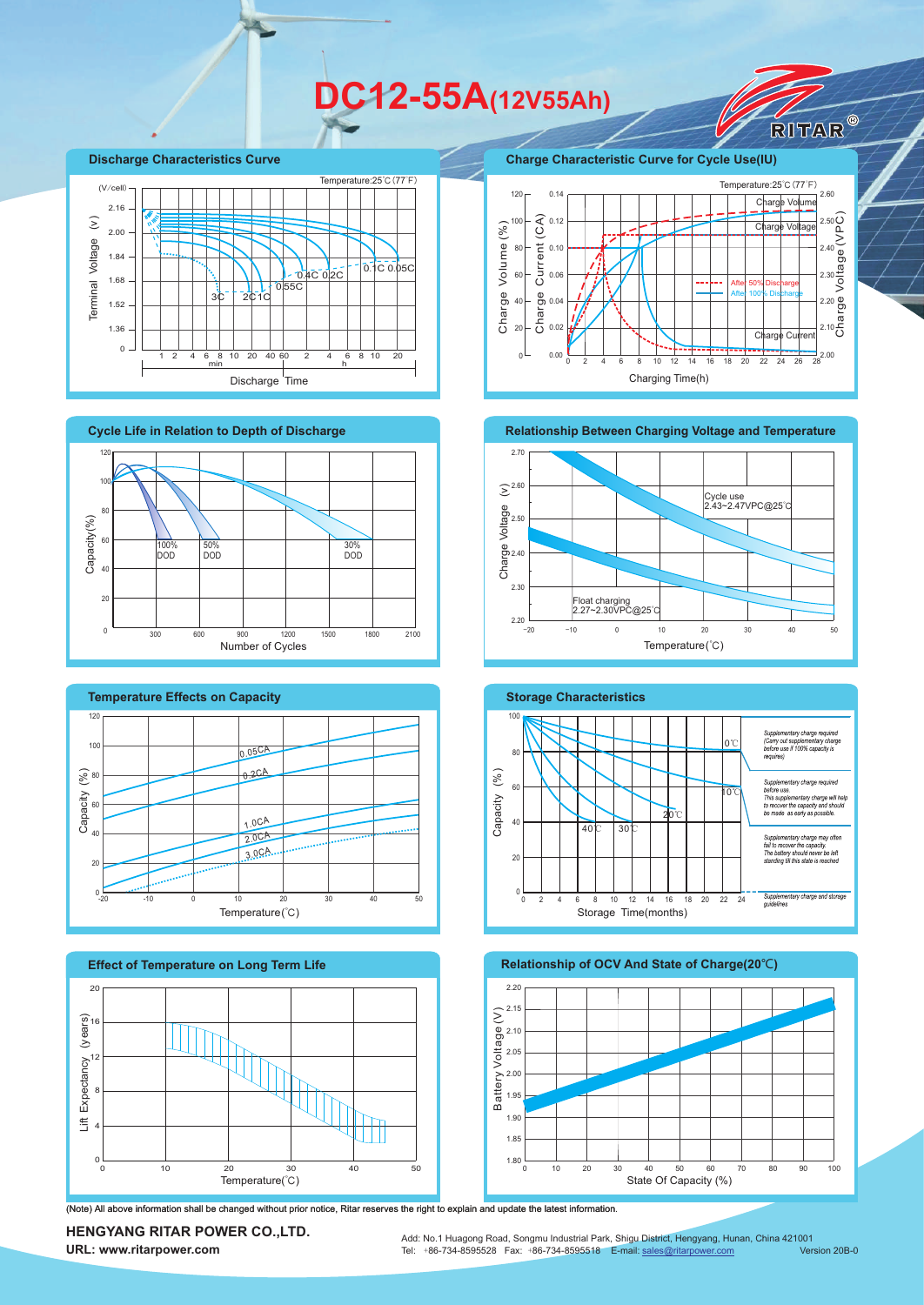# DC12-55A(12V55Ah)

RITAR®

## Discharge Characteristics Curve

(V/cell)

Temperature:25℃(77℉)

Terminal Voltage (v)

2.16
2.00
1.84
1.68
1.52
1.36
0

3C
2C
1C
0.55C
0.4C
0.2C
0.1C
0.05C

1 2 4 6 8 10 20 40 60 2 4 6 8 10 20

min h

Discharge Time

## Charge Characteristic Curve for Cycle Use(IU)

Temperature:25℃(77℉)

Charge Volume (%)
Charge Current (CA)
Charge Voltage (VPC)

120 100 80 60 40 20 0

0.14 0.12 0.10 0.08 0.06 0.04 0.02 0.00

2.60 2.50 2.40 2.30 2.20 2.10 2.00

Charge Volume

Charge Voltage

After 50% Discharge

After 100% Discharge

Charge Current

0 2 4 6 8 10 12 14 16 18 20 22 24 26 28

Charging Time(h)

## Cycle Life in Relation to Depth of Discharge

Capacity(%)

120 100 80 60 40 20 0

100% DOD

50% DOD

30% DOD

300 600 900 1200 1500 1800 2100

Number of Cycles

## Relationship Between Charging Voltage and Temperature

Charge Voltage (v)

2.70 2.60 2.50 2.40 2.30 2.20

Cycle use
2.43~2.47VPC@25℃

Float charging
2.27~2.30VPC@25℃

−20 −10 0 10 20 30 40 50

Temperature(℃)

## Temperature Effects on Capacity

Capacity (%)

120 100 80 60 40 20 0

0.05CA

0.2CA

1.0CA

2.0CA

3.0CA

-20 -10 0 10 20 30 40 50

Temperature(℃)

## Storage Characteristics

Capacity (%)

100 80 60 40 20 0

0℃

10℃

20℃

40℃

30℃

*Supplementary charge required (Carry out supplementary charge before use if 100% capacity is requires)*

*Supplementary charge required before use. This supplementary charge will help to recover the capacity and should be made as early as possible.*

*Supplementary charge may often fail to recover the capacity. The battery should never be left standing till this state is reached*

*Supplementary charge and storage guidelines*

0 2 4 6 8 10 12 14 16 18 20 22 24

Storage Time(months)

## Effect of Temperature on Long Term Life

Lift Expectancy (years)

20 16 12 8 4 0

0 10 20 30 40 50

Temperature(℃)

## Relationship of OCV And State of Charge(20℃)

Battery Voltage (V)

2.20 2.15 2.10 2.05 2.00 1.95 1.90 1.85 1.80

0 10 20 30 40 50 60 70 80 90 100

State Of Capacity (%)

(Note) All above information shall be changed without prior notice, Ritar reserves the right to explain and update the latest information.

**HENGYANG RITAR POWER CO.,LTD.**

**URL: www.ritarpower.com**

Add: No.1 Huagong Road, Songmu Industrial Park, Shigu District, Hengyang, Hunan, China 421001

Tel: +86-734-8595528 Fax: +86-734-8595518 E-mail: sales@ritarpower.com

Version 20B-0